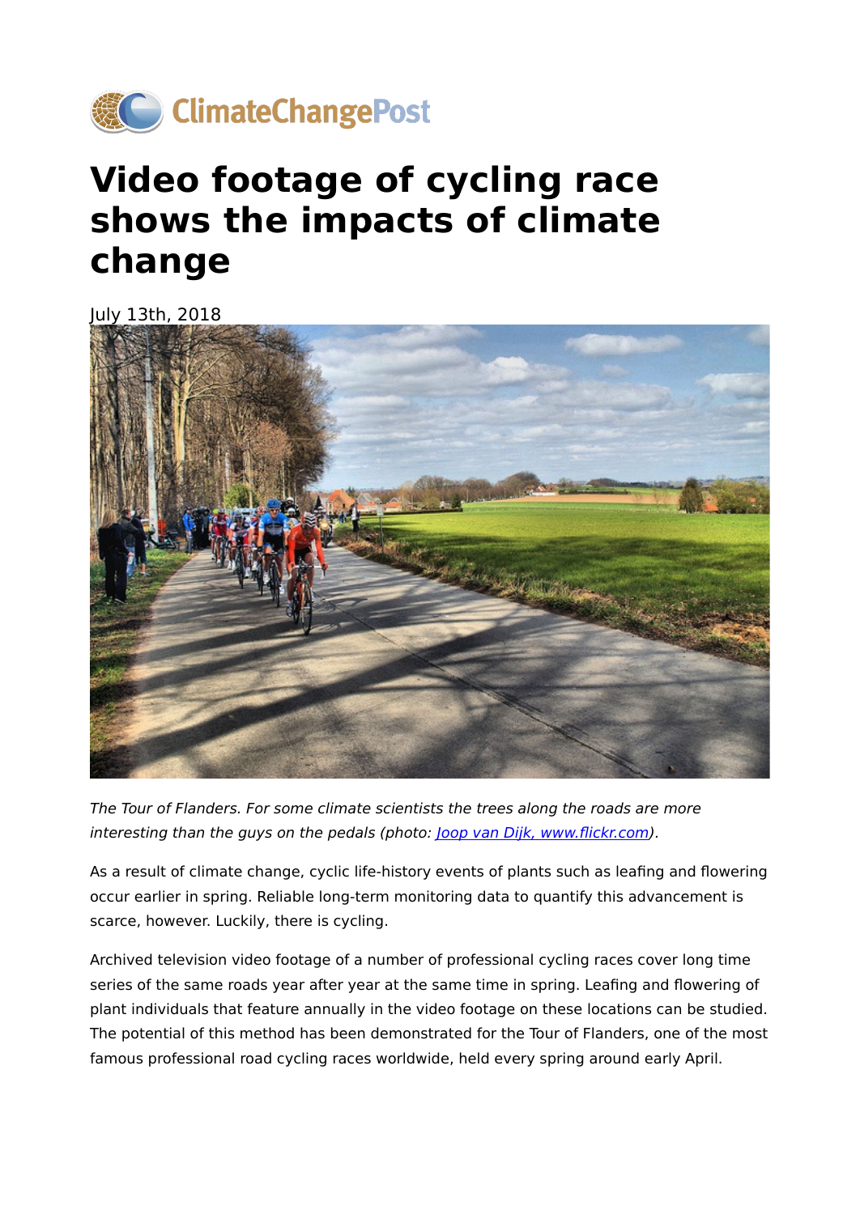ClimateChangePost

# Video footage of cycling race shows the impacts of climate change

July 13th, 2018

*The Tour of Flanders. For some climate scientists the trees along the roads are more interesting than the guys on the pedals (photo: [Joop van Dijk, www.flickr.com](www.flickr.com)).*

As a result of climate change, cyclic life-history events of plants such as leafing and flowering occur earlier in spring. Reliable long-term monitoring data to quantify this advancement is scarce, however. Luckily, there is cycling.

Archived television video footage of a number of professional cycling races cover long time series of the same roads year after year at the same time in spring. Leafing and flowering of plant individuals that feature annually in the video footage on these locations can be studied. The potential of this method has been demonstrated for the Tour of Flanders, one of the most famous professional road cycling races worldwide, held every spring around early April.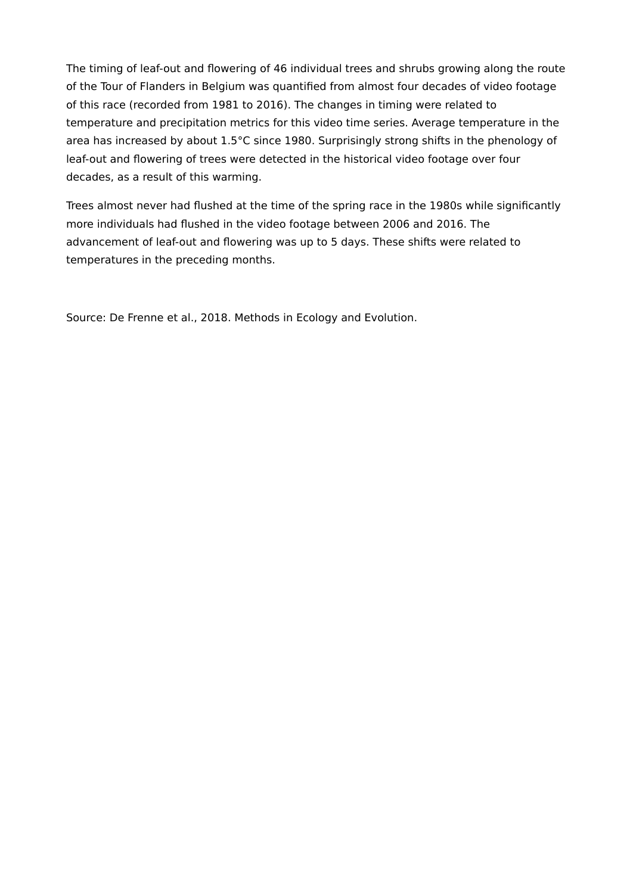The timing of leaf-out and flowering of 46 individual trees and shrubs growing along the route of the Tour of Flanders in Belgium was quantified from almost four decades of video footage of this race (recorded from 1981 to 2016). The changes in timing were related to temperature and precipitation metrics for this video time series. Average temperature in the area has increased by about 1.5°C since 1980. Surprisingly strong shifts in the phenology of leaf-out and flowering of trees were detected in the historical video footage over four decades, as a result of this warming.

Trees almost never had flushed at the time of the spring race in the 1980s while significantly more individuals had flushed in the video footage between 2006 and 2016. The advancement of leaf-out and flowering was up to 5 days. These shifts were related to temperatures in the preceding months.

Source: De Frenne et al., 2018. Methods in Ecology and Evolution.